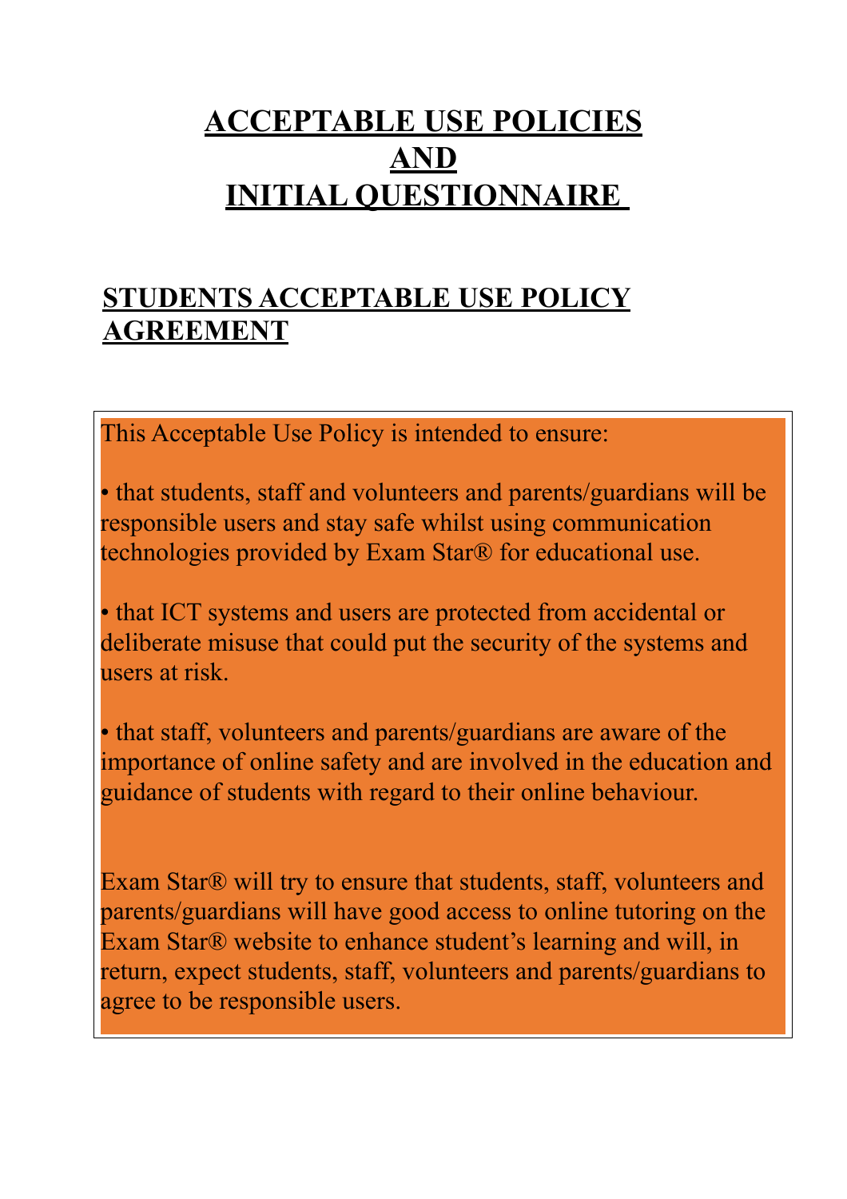# ACCEPTABLE USE POLICIES AND INITIAL QUESTIONNAIRE

## STUDENTS ACCEPTABLE USE POLICY AGREEMENT

This Acceptable Use Policy is intended to ensure:

• that students, staff and volunteers and parents/guardians will be responsible users and stay safe whilst using communication technologies provided by Exam Star® for educational use.

• that ICT systems and users are protected from accidental or deliberate misuse that could put the security of the systems and users at risk.

• that staff, volunteers and parents/guardians are aware of the importance of online safety and are involved in the education and guidance of students with regard to their online behaviour.

Exam Star® will try to ensure that students, staff, volunteers and parents/guardians will have good access to online tutoring on the Exam Star® website to enhance student's learning and will, in return, expect students, staff, volunteers and parents/guardians to agree to be responsible users.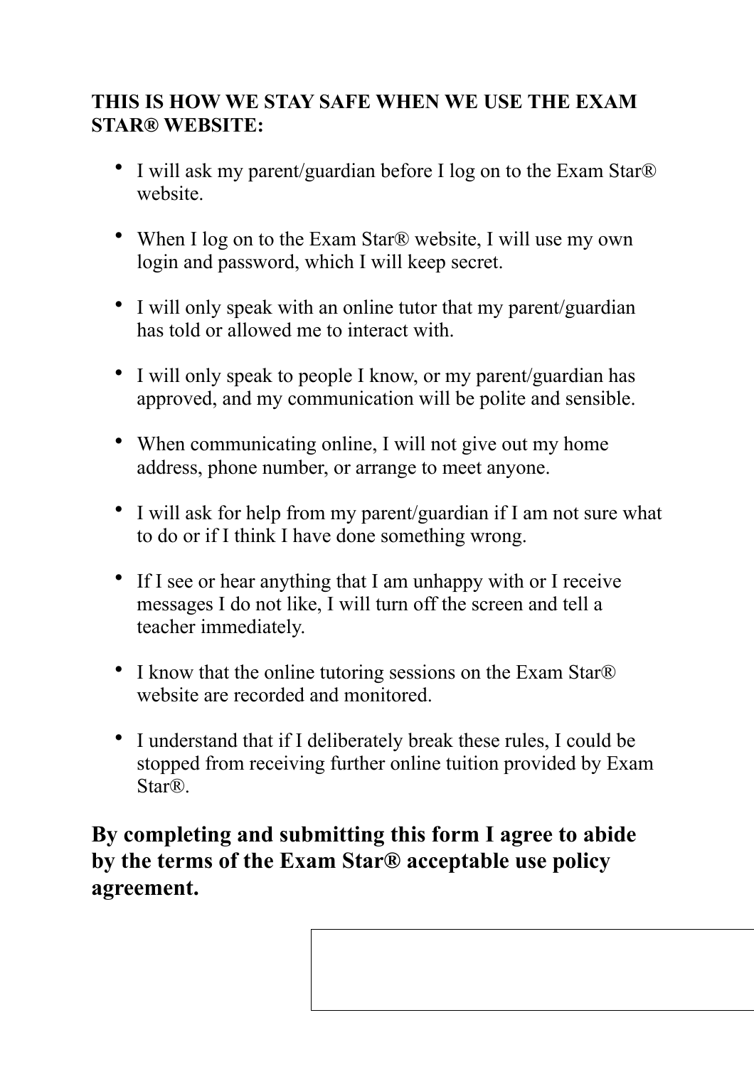**THIS IS HOW WE STAY SAFE WHEN WE USE THE EXAM STAR® WEBSITE:**

- I will ask my parent/guardian before I log on to the Exam Star® website.
- When I log on to the Exam Star® website, I will use my own login and password, which I will keep secret.
- I will only speak with an online tutor that my parent/guardian has told or allowed me to interact with.
- I will only speak to people I know, or my parent/guardian has approved, and my communication will be polite and sensible.
- When communicating online, I will not give out my home address, phone number, or arrange to meet anyone.
- I will ask for help from my parent/guardian if I am not sure what to do or if I think I have done something wrong.
- If I see or hear anything that I am unhappy with or I receive messages I do not like, I will turn off the screen and tell a teacher immediately.
- I know that the online tutoring sessions on the Exam Star® website are recorded and monitored.
- I understand that if I deliberately break these rules, I could be stopped from receiving further online tuition provided by Exam Star®.

**By completing and submitting this form I agree to abide by the terms of the Exam Star® acceptable use policy agreement.**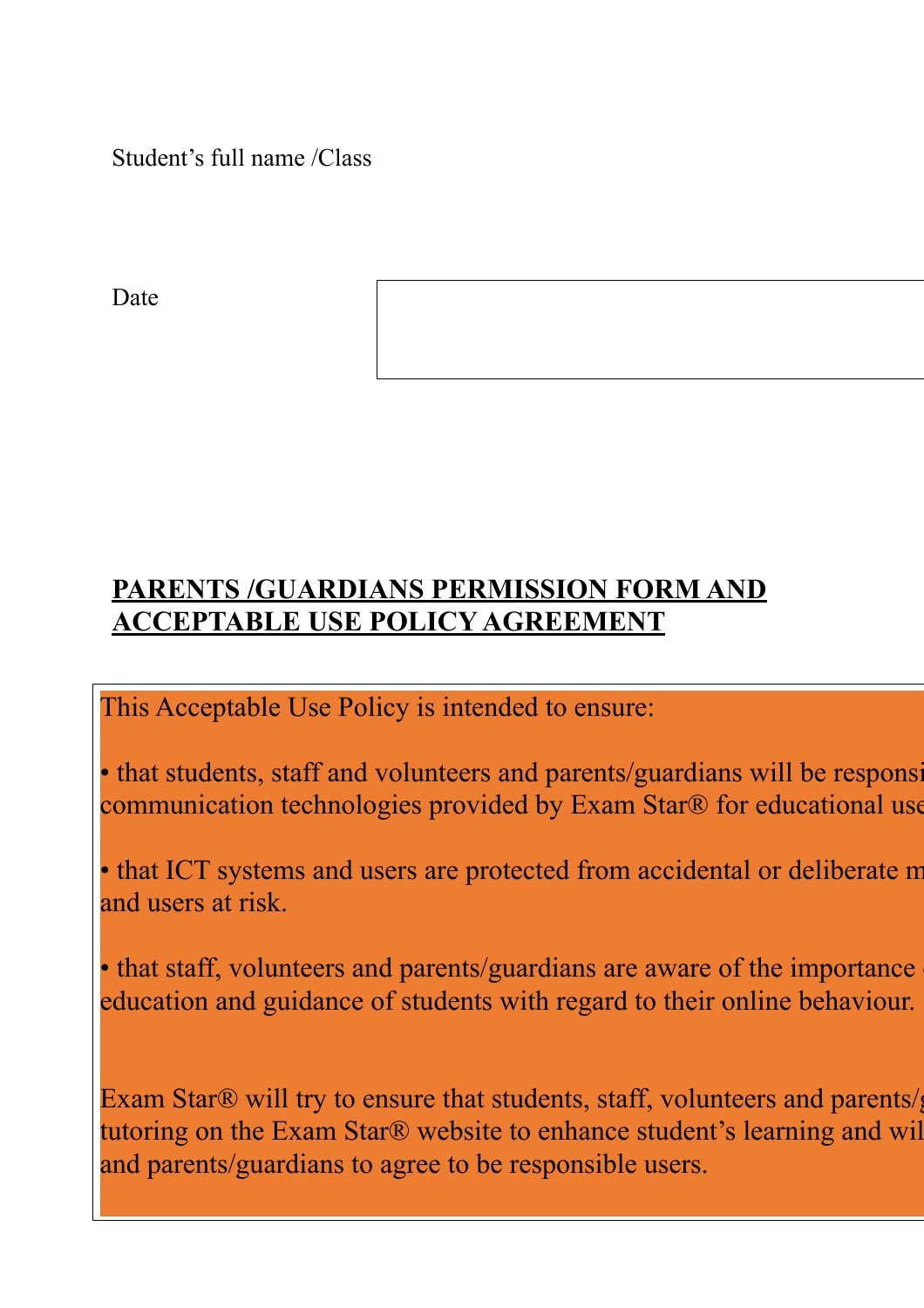Student's full name /Class

Date

## PARENTS /GUARDIANS PERMISSION FORM AND ACCEPTABLE USE POLICY AGREEMENT

This Acceptable Use Policy is intended to ensure:

• that students, staff and volunteers and parents/guardians will be responsi communication technologies provided by Exam Star® for educational use

• that ICT systems and users are protected from accidental or deliberate m and users at risk.

• that staff, volunteers and parents/guardians are aware of the importance education and guidance of students with regard to their online behaviour.

Exam Star® will try to ensure that students, staff, volunteers and parents/g tutoring on the Exam Star® website to enhance student's learning and wil and parents/guardians to agree to be responsible users.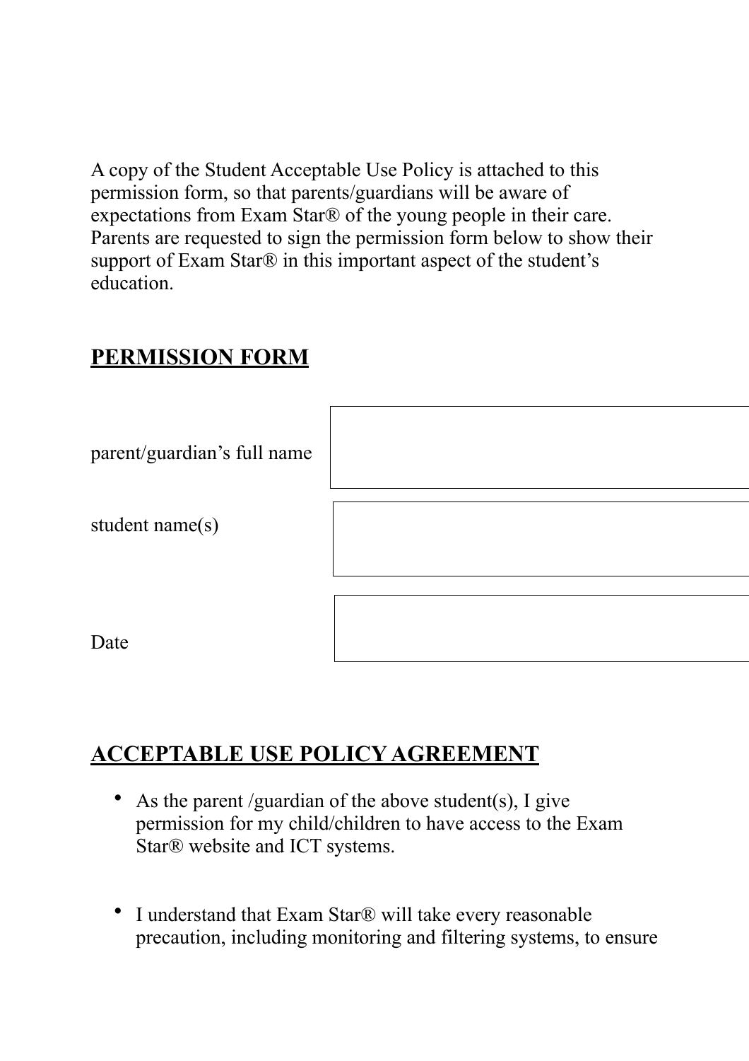A copy of the Student Acceptable Use Policy is attached to this permission form, so that parents/guardians will be aware of expectations from Exam Star® of the young people in their care. Parents are requested to sign the permission form below to show their support of Exam Star® in this important aspect of the student's education.

## PERMISSION FORM

| | |
|---|---|
| parent/guardian's full name | |
| student name(s) | |
| Date | |

## ACCEPTABLE USE POLICY AGREEMENT

- As the parent /guardian of the above student(s), I give permission for my child/children to have access to the Exam Star® website and ICT systems.

- I understand that Exam Star® will take every reasonable precaution, including monitoring and filtering systems, to ensure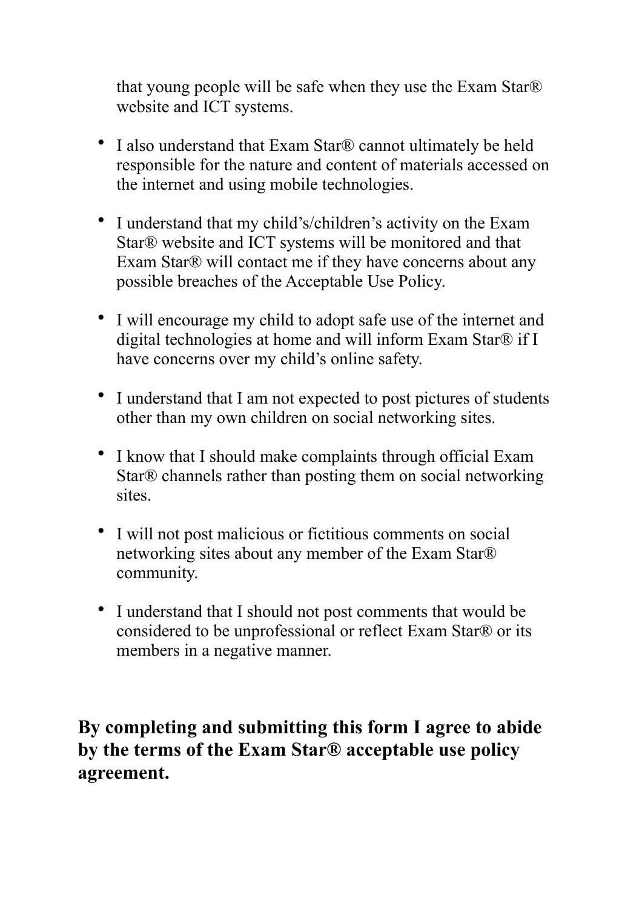that young people will be safe when they use the Exam Star® website and ICT systems.

- I also understand that Exam Star® cannot ultimately be held responsible for the nature and content of materials accessed on the internet and using mobile technologies.
- I understand that my child's/children's activity on the Exam Star® website and ICT systems will be monitored and that Exam Star® will contact me if they have concerns about any possible breaches of the Acceptable Use Policy.
- I will encourage my child to adopt safe use of the internet and digital technologies at home and will inform Exam Star® if I have concerns over my child's online safety.
- I understand that I am not expected to post pictures of students other than my own children on social networking sites.
- I know that I should make complaints through official Exam Star® channels rather than posting them on social networking sites.
- I will not post malicious or fictitious comments on social networking sites about any member of the Exam Star® community.
- I understand that I should not post comments that would be considered to be unprofessional or reflect Exam Star® or its members in a negative manner.

**By completing and submitting this form I agree to abide by the terms of the Exam Star® acceptable use policy agreement.**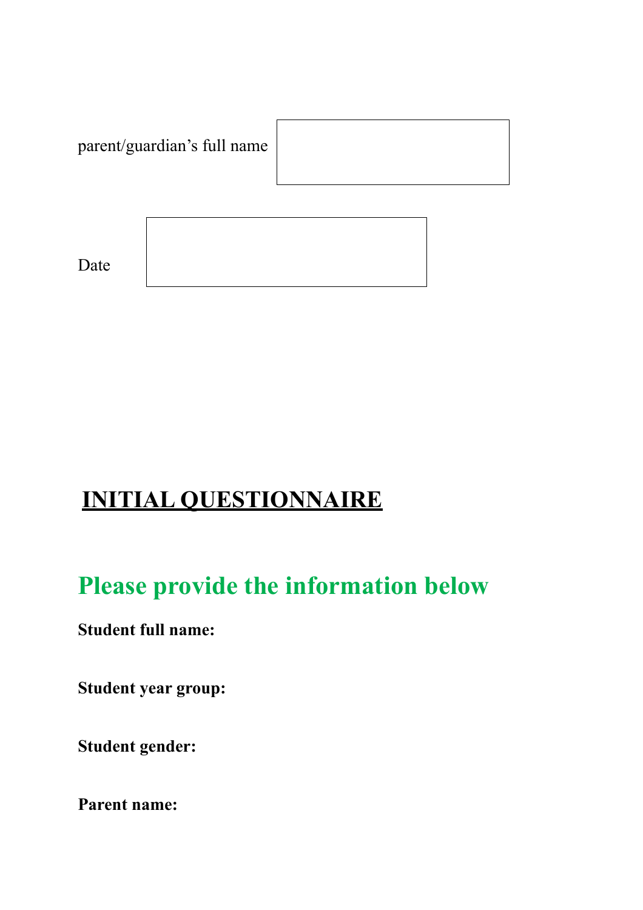parent/guardian's full name

Date

# INITIAL QUESTIONNAIRE

## Please provide the information below

**Student full name:**

**Student year group:**

**Student gender:**

**Parent name:**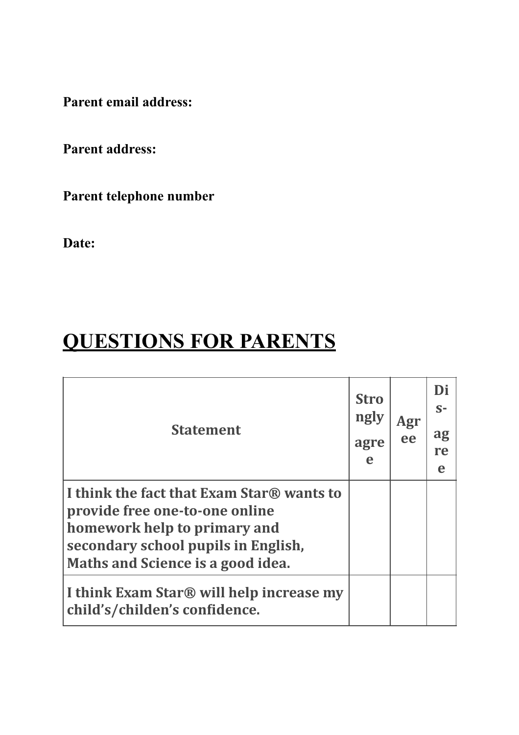**Parent email address:**

**Parent address:**

**Parent telephone number**

**Date:**

# QUESTIONS FOR PARENTS

| Statement | Strongly agree | Agree | Dis-agree |
|---|---|---|---|
| **I think the fact that Exam Star® wants to provide free one-to-one online homework help to primary and secondary school pupils in English, Maths and Science is a good idea.** | | | |
| **I think Exam Star® will help increase my child's/childen's confidence.** | | | |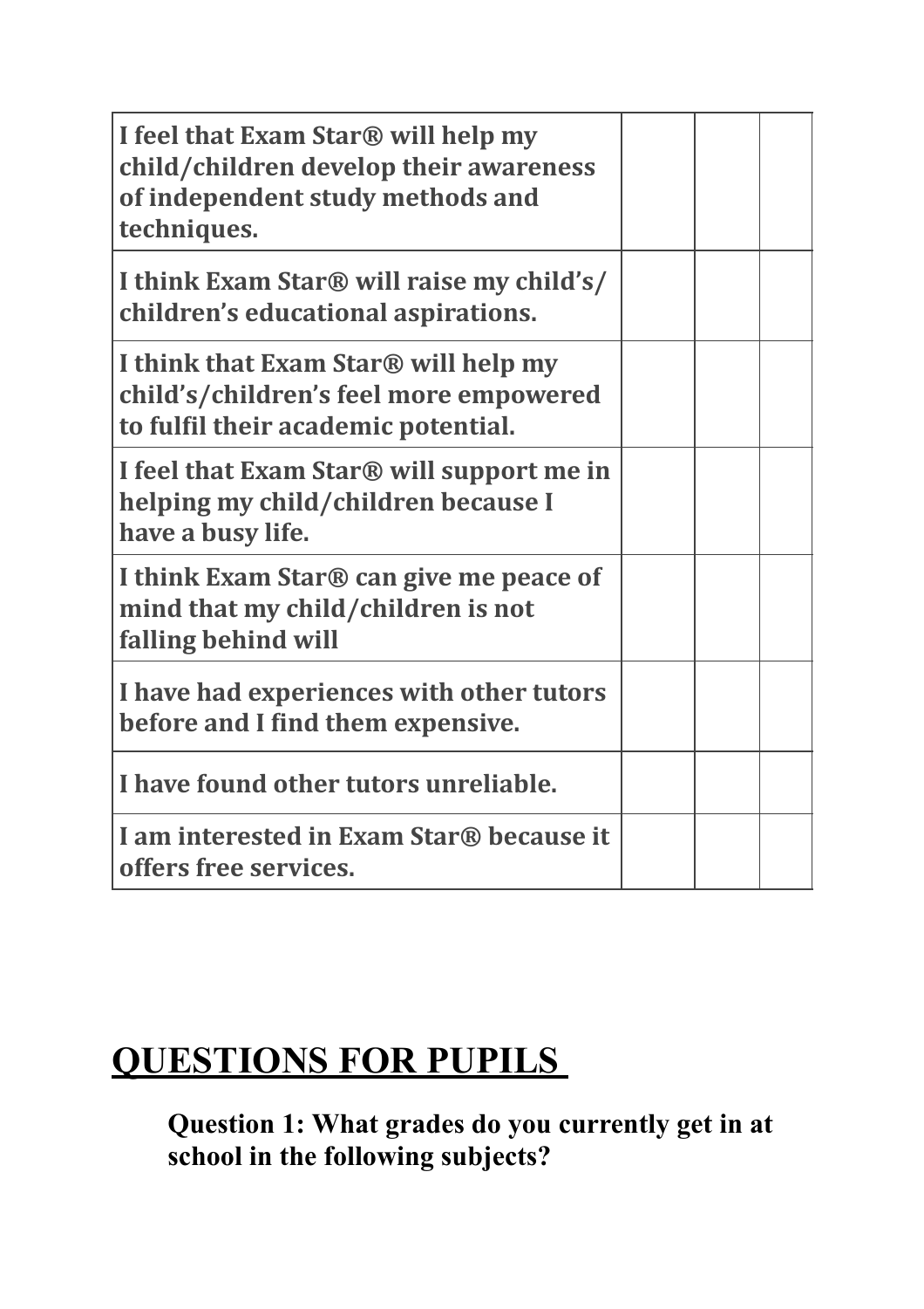| | | | |
|---|---|---|---|
| **I feel that Exam Star® will help my child/children develop their awareness of independent study methods and techniques.** | | | |
| **I think Exam Star® will raise my child's/ children's educational aspirations.** | | | |
| **I think that Exam Star® will help my child's/children's feel more empowered to fulfil their academic potential.** | | | |
| **I feel that Exam Star® will support me in helping my child/children because I have a busy life.** | | | |
| **I think Exam Star® can give me peace of mind that my child/children is not falling behind will** | | | |
| **I have had experiences with other tutors before and I find them expensive.** | | | |
| **I have found other tutors unreliable.** | | | |
| **I am interested in Exam Star® because it offers free services.** | | | |

# QUESTIONS FOR PUPILS

**Question 1: What grades do you currently get in at school in the following subjects?**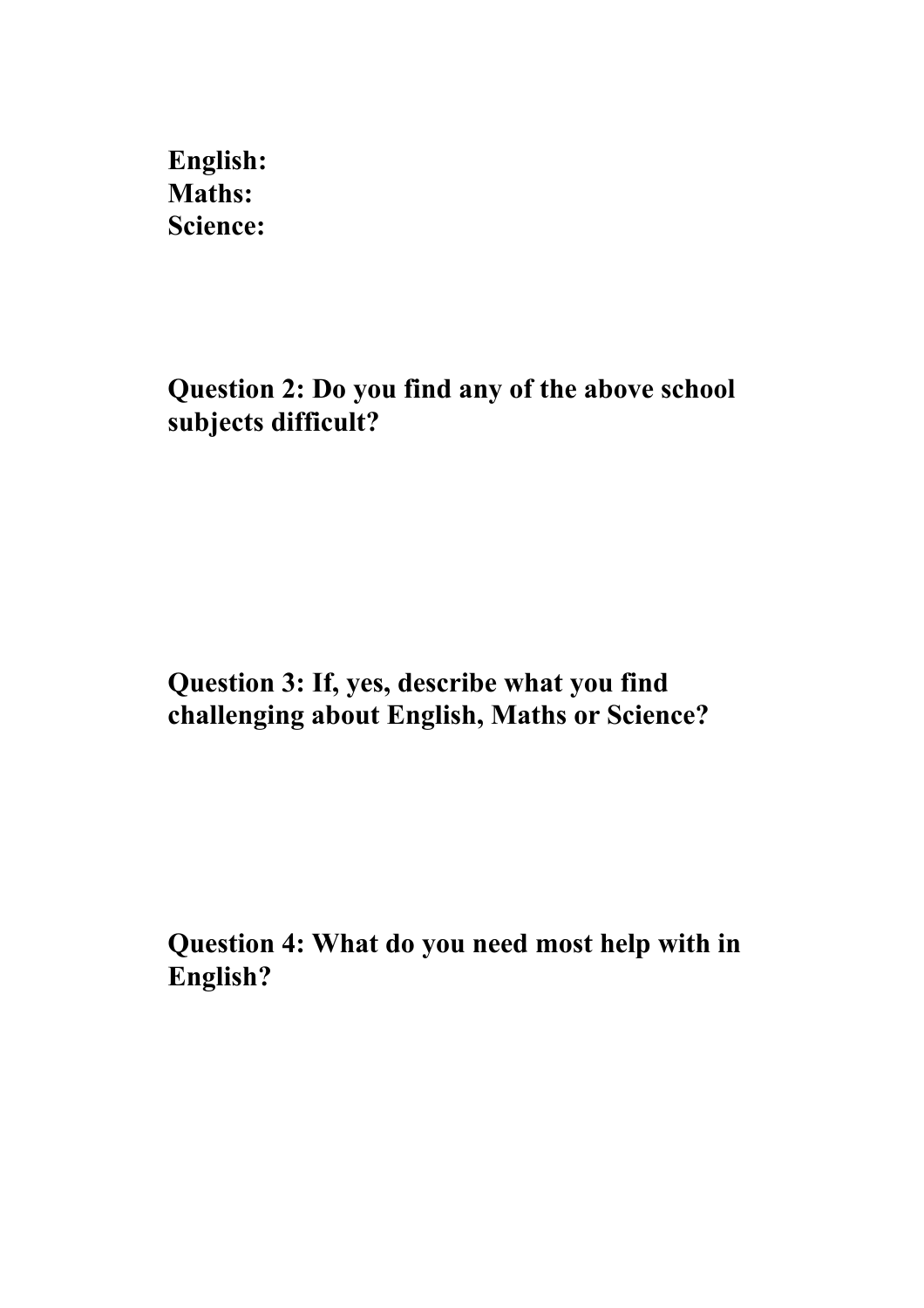**English:**
**Maths:**
**Science:**

**Question 2: Do you find any of the above school subjects difficult?**

**Question 3: If, yes, describe what you find challenging about English, Maths or Science?**

**Question 4: What do you need most help with in English?**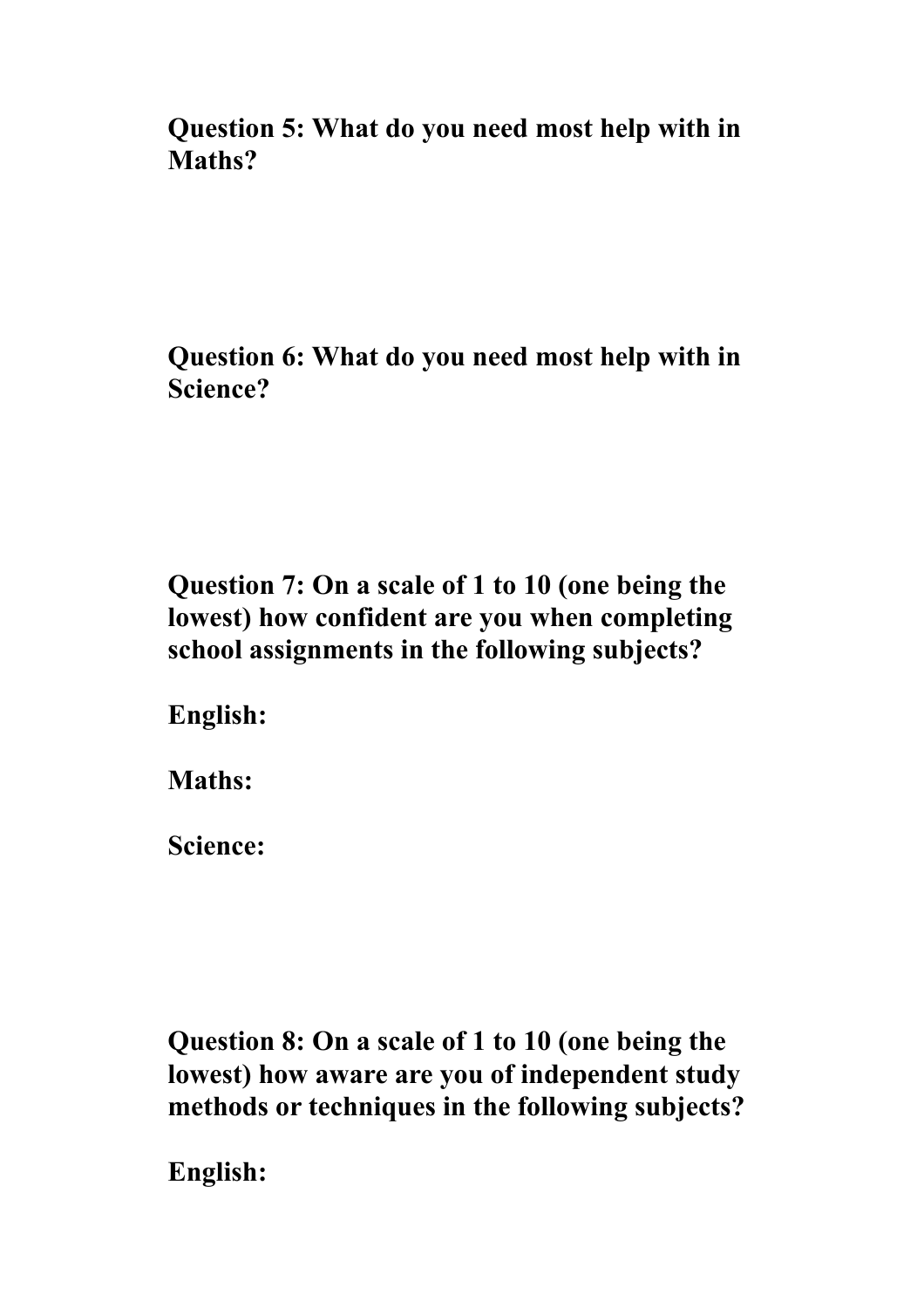**Question 5: What do you need most help with in Maths?**

**Question 6: What do you need most help with in Science?**

**Question 7: On a scale of 1 to 10 (one being the lowest) how confident are you when completing school assignments in the following subjects?**

**English:**

**Maths:**

**Science:**

**Question 8: On a scale of 1 to 10 (one being the lowest) how aware are you of independent study methods or techniques in the following subjects?**

**English:**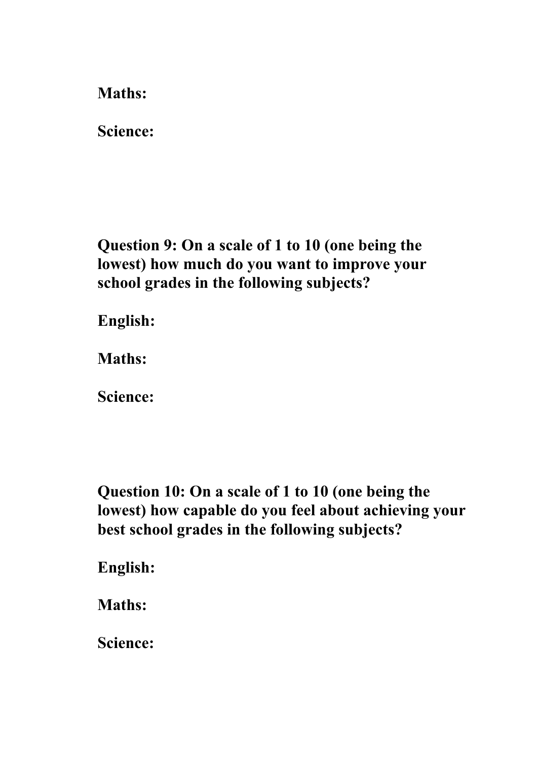**Maths:**

**Science:**

**Question 9: On a scale of 1 to 10 (one being the lowest) how much do you want to improve your school grades in the following subjects?**

**English:**

**Maths:**

**Science:**

**Question 10: On a scale of 1 to 10 (one being the lowest) how capable do you feel about achieving your best school grades in the following subjects?**

**English:**

**Maths:**

**Science:**